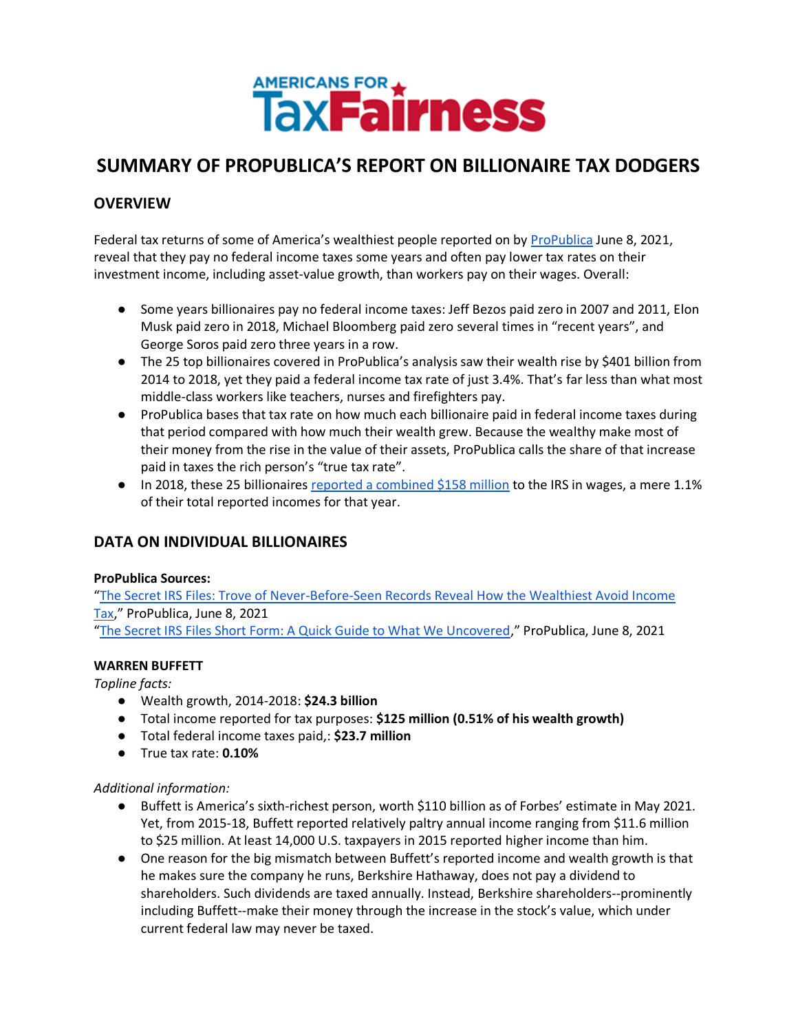AMERICANS FOR TaxFairness

# SUMMARY OF PROPUBLICA'S REPORT ON BILLIONAIRE TAX DODGERS

## OVERVIEW

Federal tax returns of some of America's wealthiest people reported on by ProPublica June 8, 2021, reveal that they pay no federal income taxes some years and often pay lower tax rates on their investment income, including asset-value growth, than workers pay on their wages. Overall:

- Some years billionaires pay no federal income taxes: Jeff Bezos paid zero in 2007 and 2011, Elon Musk paid zero in 2018, Michael Bloomberg paid zero several times in "recent years", and George Soros paid zero three years in a row.
- The 25 top billionaires covered in ProPublica's analysis saw their wealth rise by $401 billion from 2014 to 2018, yet they paid a federal income tax rate of just 3.4%. That's far less than what most middle-class workers like teachers, nurses and firefighters pay.
- ProPublica bases that tax rate on how much each billionaire paid in federal income taxes during that period compared with how much their wealth grew. Because the wealthy make most of their money from the rise in the value of their assets, ProPublica calls the share of that increase paid in taxes the rich person's "true tax rate".
- In 2018, these 25 billionaires reported a combined $158 million to the IRS in wages, a mere 1.1% of their total reported incomes for that year.

## DATA ON INDIVIDUAL BILLIONAIRES

**ProPublica Sources:**
"The Secret IRS Files: Trove of Never-Before-Seen Records Reveal How the Wealthiest Avoid Income Tax," ProPublica, June 8, 2021
"The Secret IRS Files Short Form: A Quick Guide to What We Uncovered," ProPublica, June 8, 2021

### WARREN BUFFETT

*Topline facts:*

- Wealth growth, 2014-2018: **$24.3 billion**
- Total income reported for tax purposes: **$125 million (0.51% of his wealth growth)**
- Total federal income taxes paid,: **$23.7 million**
- True tax rate: **0.10%**

*Additional information:*

- Buffett is America's sixth-richest person, worth $110 billion as of Forbes' estimate in May 2021. Yet, from 2015-18, Buffett reported relatively paltry annual income ranging from $11.6 million to $25 million. At least 14,000 U.S. taxpayers in 2015 reported higher income than him.
- One reason for the big mismatch between Buffett's reported income and wealth growth is that he makes sure the company he runs, Berkshire Hathaway, does not pay a dividend to shareholders. Such dividends are taxed annually. Instead, Berkshire shareholders--prominently including Buffett--make their money through the increase in the stock's value, which under current federal law may never be taxed.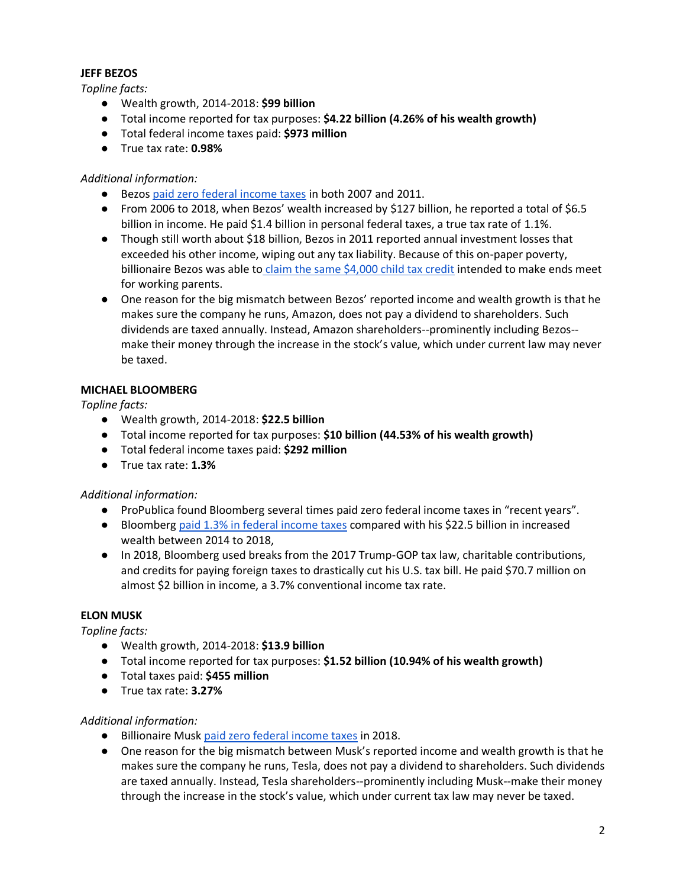**JEFF BEZOS**

*Topline facts:*

- Wealth growth, 2014-2018: **$99 billion**
- Total income reported for tax purposes: **$4.22 billion (4.26% of his wealth growth)**
- Total federal income taxes paid: **$973 million**
- True tax rate: **0.98%**

*Additional information:*

- Bezos paid zero federal income taxes in both 2007 and 2011.
- From 2006 to 2018, when Bezos' wealth increased by $127 billion, he reported a total of $6.5 billion in income. He paid $1.4 billion in personal federal taxes, a true tax rate of 1.1%.
- Though still worth about $18 billion, Bezos in 2011 reported annual investment losses that exceeded his other income, wiping out any tax liability. Because of this on-paper poverty, billionaire Bezos was able to claim the same $4,000 child tax credit intended to make ends meet for working parents.
- One reason for the big mismatch between Bezos' reported income and wealth growth is that he makes sure the company he runs, Amazon, does not pay a dividend to shareholders. Such dividends are taxed annually. Instead, Amazon shareholders--prominently including Bezos--make their money through the increase in the stock's value, which under current law may never be taxed.

**MICHAEL BLOOMBERG**

*Topline facts:*

- Wealth growth, 2014-2018: **$22.5 billion**
- Total income reported for tax purposes: **$10 billion (44.53% of his wealth growth)**
- Total federal income taxes paid: **$292 million**
- True tax rate: **1.3%**

*Additional information:*

- ProPublica found Bloomberg several times paid zero federal income taxes in "recent years".
- Bloomberg paid 1.3% in federal income taxes compared with his $22.5 billion in increased wealth between 2014 to 2018,
- In 2018, Bloomberg used breaks from the 2017 Trump-GOP tax law, charitable contributions, and credits for paying foreign taxes to drastically cut his U.S. tax bill. He paid $70.7 million on almost $2 billion in income, a 3.7% conventional income tax rate.

**ELON MUSK**

*Topline facts:*

- Wealth growth, 2014-2018: **$13.9 billion**
- Total income reported for tax purposes: **$1.52 billion (10.94% of his wealth growth)**
- Total taxes paid: **$455 million**
- True tax rate: **3.27%**

*Additional information:*

- Billionaire Musk paid zero federal income taxes in 2018.
- One reason for the big mismatch between Musk's reported income and wealth growth is that he makes sure the company he runs, Tesla, does not pay a dividend to shareholders. Such dividends are taxed annually. Instead, Tesla shareholders--prominently including Musk--make their money through the increase in the stock's value, which under current tax law may never be taxed.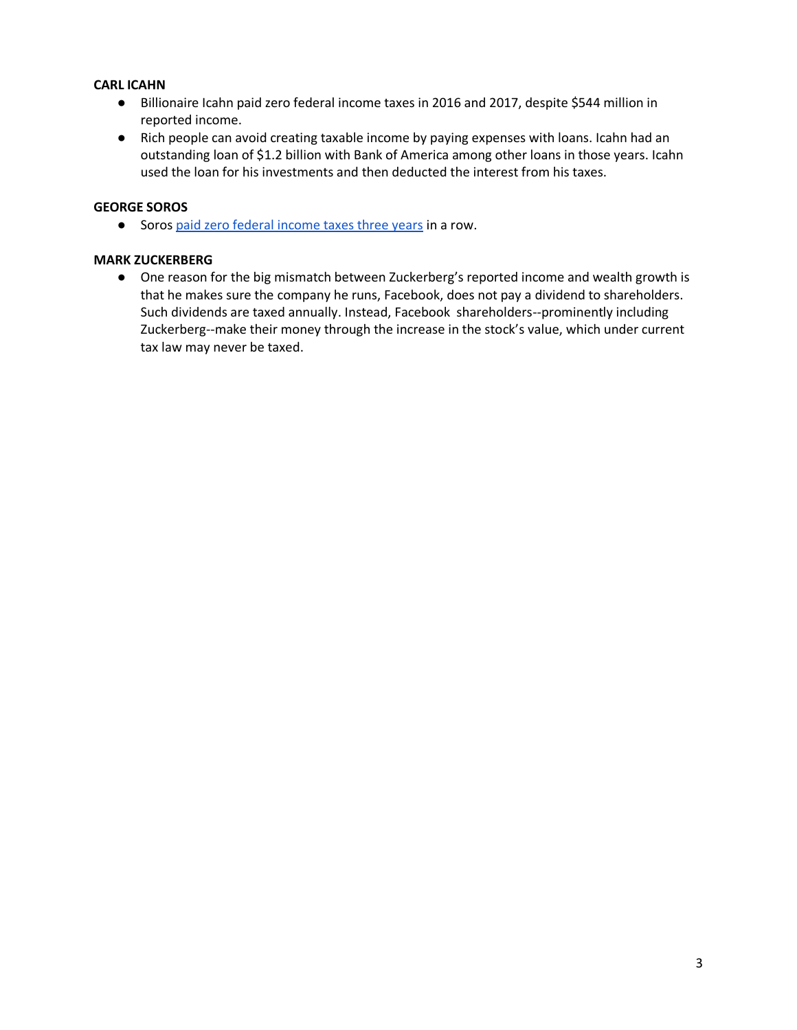**CARL ICAHN**

- Billionaire Icahn paid zero federal income taxes in 2016 and 2017, despite $544 million in reported income.
- Rich people can avoid creating taxable income by paying expenses with loans. Icahn had an outstanding loan of $1.2 billion with Bank of America among other loans in those years. Icahn used the loan for his investments and then deducted the interest from his taxes.

**GEORGE SOROS**

- Soros paid zero federal income taxes three years in a row.

**MARK ZUCKERBERG**

- One reason for the big mismatch between Zuckerberg's reported income and wealth growth is that he makes sure the company he runs, Facebook, does not pay a dividend to shareholders. Such dividends are taxed annually. Instead, Facebook shareholders--prominently including Zuckerberg--make their money through the increase in the stock's value, which under current tax law may never be taxed.